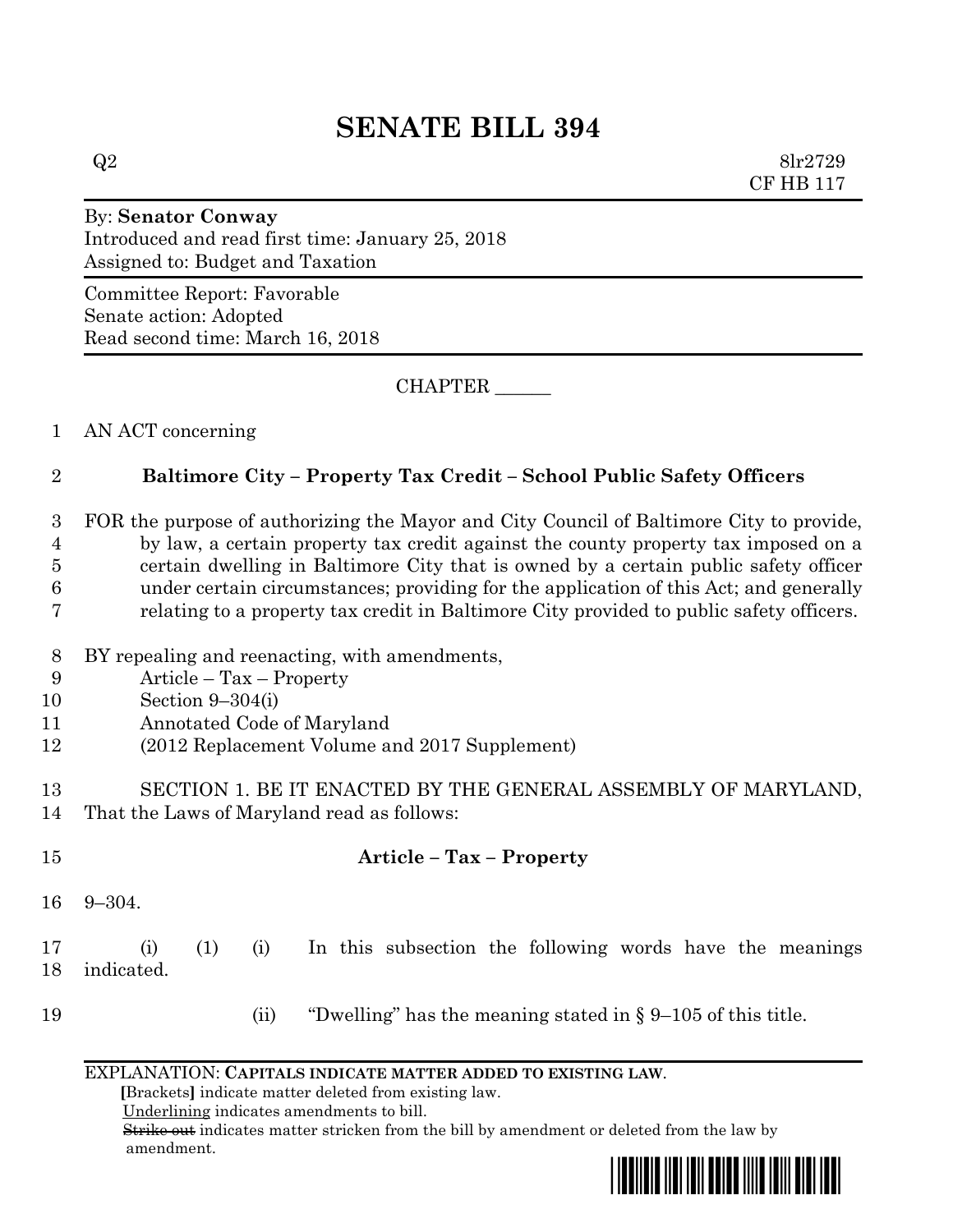# SENATE BILL 394

Q2 8lr2729
CF HB 117

By: **Senator Conway**
Introduced and read first time: January 25, 2018
Assigned to: Budget and Taxation

Committee Report: Favorable
Senate action: Adopted
Read second time: March 16, 2018

CHAPTER ______

1 AN ACT concerning

2 **Baltimore City – Property Tax Credit – School Public Safety Officers**

3 FOR the purpose of authorizing the Mayor and City Council of Baltimore City to provide,
4 by law, a certain property tax credit against the county property tax imposed on a
5 certain dwelling in Baltimore City that is owned by a certain public safety officer
6 under certain circumstances; providing for the application of this Act; and generally
7 relating to a property tax credit in Baltimore City provided to public safety officers.

8 BY repealing and reenacting, with amendments,
9 Article – Tax – Property
10 Section 9–304(i)
11 Annotated Code of Maryland
12 (2012 Replacement Volume and 2017 Supplement)

13 SECTION 1. BE IT ENACTED BY THE GENERAL ASSEMBLY OF MARYLAND,
14 That the Laws of Maryland read as follows:

15 **Article – Tax – Property**

16 9–304.

17 (i) (1) (i) In this subsection the following words have the meanings
18 indicated.

19 (ii) "Dwelling" has the meaning stated in § 9–105 of this title.

EXPLANATION: **CAPITALS INDICATE MATTER ADDED TO EXISTING LAW.**
**[**Brackets**]** indicate matter deleted from existing law.
Underlining indicates amendments to bill.
~~Strike out~~ indicates matter stricken from the bill by amendment or deleted from the law by amendment.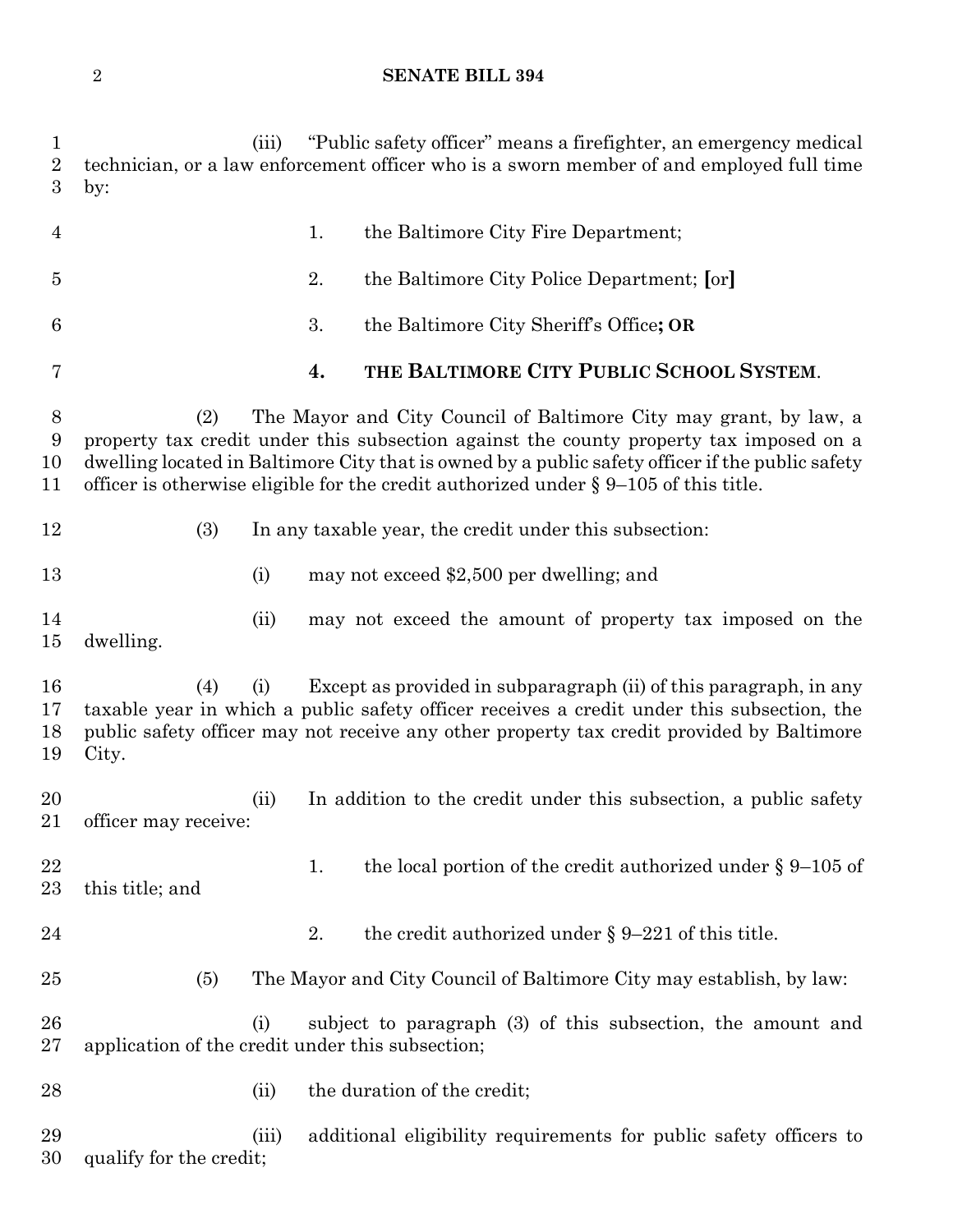(iii) "Public safety officer" means a firefighter, an emergency medical technician, or a law enforcement officer who is a sworn member of and employed full time by:

1. the Baltimore City Fire Department;

2. the Baltimore City Police Department; [or]

3. the Baltimore City Sheriff's Office**; OR**

**4. THE BALTIMORE CITY PUBLIC SCHOOL SYSTEM**.

(2) The Mayor and City Council of Baltimore City may grant, by law, a property tax credit under this subsection against the county property tax imposed on a dwelling located in Baltimore City that is owned by a public safety officer if the public safety officer is otherwise eligible for the credit authorized under § 9–105 of this title.

(3) In any taxable year, the credit under this subsection:

(i) may not exceed $2,500 per dwelling; and

(ii) may not exceed the amount of property tax imposed on the dwelling.

(4) (i) Except as provided in subparagraph (ii) of this paragraph, in any taxable year in which a public safety officer receives a credit under this subsection, the public safety officer may not receive any other property tax credit provided by Baltimore City.

(ii) In addition to the credit under this subsection, a public safety officer may receive:

1. the local portion of the credit authorized under § 9–105 of this title; and

2. the credit authorized under § 9–221 of this title.

(5) The Mayor and City Council of Baltimore City may establish, by law:

(i) subject to paragraph (3) of this subsection, the amount and application of the credit under this subsection;

(ii) the duration of the credit;

(iii) additional eligibility requirements for public safety officers to qualify for the credit;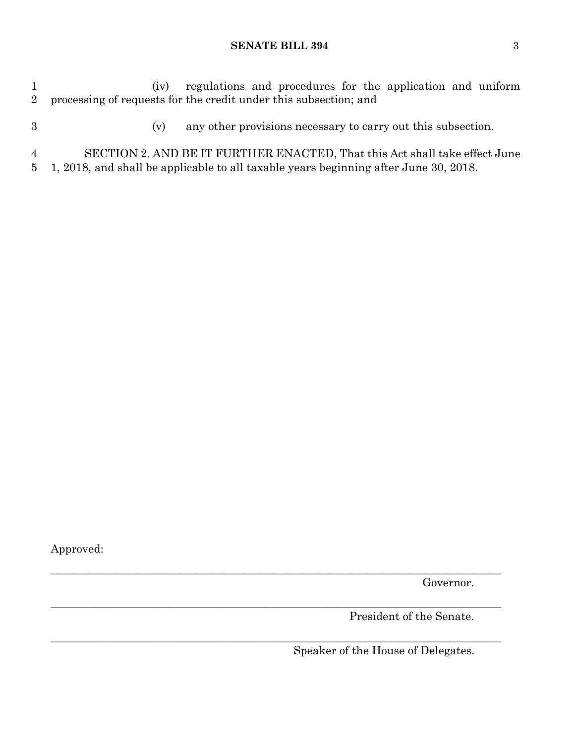(iv) regulations and procedures for the application and uniform processing of requests for the credit under this subsection; and

(v) any other provisions necessary to carry out this subsection.

SECTION 2. AND BE IT FURTHER ENACTED, That this Act shall take effect June 1, 2018, and shall be applicable to all taxable years beginning after June 30, 2018.

Approved:

_______________________________________________

Governor.

_______________________________________________

President of the Senate.

_______________________________________________

Speaker of the House of Delegates.